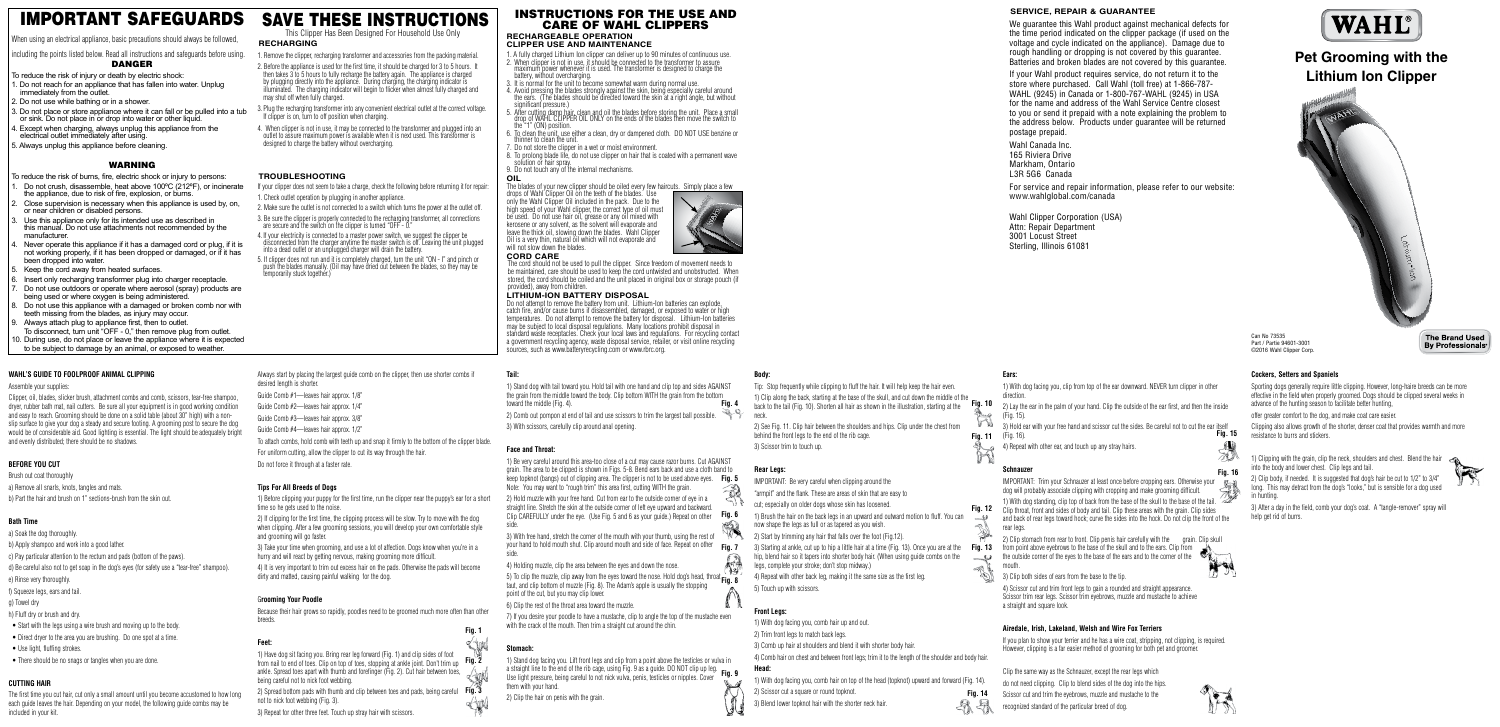# IMPORTANT SAFEGUARDS

When using an electrical appliance, basic precautions should always be followed, including the points listed below. Read all instructions and safeguards before using.

## DANGER

To reduce the risk of injury or death by electric shock:

1. Do not reach for appliance that has fallen into water. Unplug immediately from the outlet.
2. Do not use while bathing or in a shower.
3. Do not place or store appliance where it can fall or be pulled into a tub or sink. Do not place in or drop into water or other liquid.
4. Except when charging, always unplug this appliance from the electrical outlet immediately after using.
5. Always unplug this appliance before cleaning.

## WARNING

To reduce the risk of burns, fire, electric shock or injury to persons:

1. Do not crush, disassemble, heat above 100ºC (212ºF), or incinerate the appliance, due to risk of fire, explosion, or burns.
2. Close supervision is necessary when this appliance is used by, on, or near children or disabled persons.
3. Use this appliance only for its intended use as described in this manual. Do not use attachments not recommended by the manufacturer.
4. Never operate this appliance if it has a damaged cord or plug, if it is not working properly, if it has been dropped or damaged, or if it has been dropped into water.
5. Keep the cord away from heated surfaces.
6. Insert only recharging transformer plug into charger receptacle.
7. Do not use outdoors or operate where aerosol (spray) products are being used or where oxygen is being administered.
8. Do not use this appliance with a damaged or broken comb nor with teeth missing from the blades, as injury may occur.
9. Always attach plug to appliance first, then to outlet. To disconnect, turn unit "OFF - 0," then remove plug from outlet.
10. During use, do not place or leave the appliance where it is expected to be subject to damage by an animal, or exposed to weather.

# SAVE THESE INSTRUCTIONS

This Clipper Has Been Designed For Household Use Only

## RECHARGING

1. Remove the clipper, recharging transformer and accessories from the packing material.
2. Before the appliance is used for the first time, it should be charged for 3 to 5 hours. It then takes 3 to 5 hours to fully recharge the battery again. The appliance is charged by plugging directly into the appliance. During charging, the charging indicator is illuminated. The charging indicator will begin to flicker when almost fully charged and may shut off when fully charged.
3. Plug the recharging transformer into any convenient electrical outlet at the correct voltage. If clipper is on, turn to off position when charging.
4. When clipper is not in use, it may be connected to the transformer and plugged into an outlet to assure maximum power is available when it is next used. This transformer is designed to charge the battery without overcharging.

## TROUBLESHOOTING

If your clipper does not seem to take a charge, check the following before returning it for repair:

1. Check outlet operation by plugging in another appliance.
2. Make sure the outlet is not connected to a switch which turns the power at the outlet off.
3. Be sure the clipper is properly connected to the recharging transformer, all connections are secure and the switch on the clipper is turned "OFF - 0."
4. If your electricity is connected to a master power switch, we suggest the clipper be disconnected from the charger anytime the master switch is off. Leaving the unit plugged into a dead outlet or an unplugged charger will drain the battery.
5. If clipper does not run and it is completely charged, turn the unit "ON - I" and pinch or push the blades manually. (Oil may have dried out between the blades, so they may be temporarily stuck together.)

# INSTRUCTIONS FOR THE USE AND CARE OF WAHL CLIPPERS

## RECHARGEABLE OPERATION CLIPPER USE AND MAINTENANCE

1. A fully charged Lithium Ion clipper can deliver up to 90 minutes of continuous use.
2. When clipper is not in use, it should be connected to the transformer to assure maximum power whenever it is used. The transformer is designed to charge the battery, without overcharging.
3. It is normal for the unit to become somewhat warm during normal use.
4. Avoid pressing the blades strongly against the skin, being especially careful around the ears. (The blades should be directed toward the skin at a right angle, but without significant pressure.)
5. After cutting damp hair, clean and oil the blades before storing the unit. Place a small drop of WAHL CLIPPER OIL ONLY on the ends of the blades then move the switch to the "I" (ON) position.
6. To clean the unit, use either a clean, dry or dampened cloth. DO NOT USE benzine or thinner to clean the unit.
7. Do not store the clipper in a wet or moist environment.
8. To prolong blade life, do not use clipper on hair that is coated with a permanent wave solution or hair spray.
9. Do not touch any of the internal mechanisms.

## OIL

The blades of your new clipper should be oiled every few haircuts. Simply place a few drops of Wahl Clipper Oil on the teeth of the blades. Use only the Wahl Clipper Oil included in the pack. Due to the high speed of your Wahl clipper, the correct type of oil must be used. Do not use hair oil, grease or any oil mixed with kerosene or any solvent, as the solvent will evaporate and leave the thick oil, slowing down the blades. Wahl Clipper Oil is a very thin, natural oil which will not evaporate and will not slow down the blades.

## CORD CARE

The cord should not be used to pull the clipper. Since freedom of movement needs to be maintained, care should be used to keep the cord untwisted and unobstructed. When stored, the cord should be coiled and the unit placed in original box or storage pouch (if provided), away from children.

## LITHIUM-ION BATTERY DISPOSAL

Do not attempt to remove the battery from unit. Lithium-Ion batteries can explode, catch fire, and/or cause burns if disassembled, damaged, or exposed to water or high temperatures. Do not attempt to remove the battery for disposal. Lithium-Ion batteries may be subject to local disposal regulations. Many locations prohibit disposal in standard waste receptacles. Check your local laws and regulations. For recycling contact a government recycling agency, waste disposal service, retailer, or visit online recycling sources, such as www.batteryrecycling.com or www.rbrc.org.

## SERVICE, REPAIR & GUARANTEE

We guarantee this Wahl product against mechanical defects for the time period indicated on the clipper package (if used on the voltage and cycle indicated on the appliance). Damage due to rough handling or dropping is not covered by this guarantee. Batteries and broken blades are not covered by this guarantee.

If your Wahl product requires service, do not return it to the store where purchased. Call Wahl (toll free) at 1-866-787-WAHL (9245) in Canada or 1-800-767-WAHL (9245) in USA for the name and address of the Wahl Service Centre closest to you or send it prepaid with a note explaining the problem to the address below. Products under guarantee will be returned postage prepaid.

Wahl Canada Inc.
165 Riviera Drive
Markham, Ontario
L3R 5G6 Canada

For service and repair information, please refer to our website: www.wahlglobal.com/canada

Wahl Clipper Corporation (USA)
Attn: Repair Department
3001 Locust Street
Sterling, Illinois 61081

# WAHL®

# Pet Grooming with the Lithium Ion Clipper

Cat No 73535
Part / Parte 94601-3001
©2016 Wahl Clipper Corp.

The Brand Used By Professionals®

## WAHL'S GUIDE TO FOOLPROOF ANIMAL CLIPPING

Assemble your supplies:

Clipper, oil, blades, slicker brush, attachment combs and comb, scissors, tear-free shampoo, dryer, rubber bath mat, nail cutters. Be sure all your equipment is in good working condition and easy to reach. Grooming should be done on a solid table (about 30" high) with a non-slip surface to give your dog a steady and secure footing. A grooming post to secure the dog would be of considerable aid. Good lighting is essential. The light should be adequately bright and evenly distributed; there should be no shadows.

### BEFORE YOU CUT

Brush out coat thoroughly

a) Remove all snarls, knots, tangles and mats.

b) Part the hair and brush on 1" sections-brush from the skin out.

### Bath Time

a) Soak the dog thoroughly.

b) Apply shampoo and work into a good lather.

c) Pay particular attention to the rectum and pads (bottom of the paws).

d) Be careful also not to get soap in the dog's eyes (for safety use a "tear-free" shampoo).

e) Rinse very thoroughly.

f) Squeeze legs, ears and tail.

g) Towel dry

h) Fluff dry or brush and dry.

- Start with the legs using a wire brush and moving up to the body.
- Direct dryer to the area you are brushing. Do one spot at a time.
- Use light, fluffing strokes.
- There should be no snags or tangles when you are done.

### CUTTING HAIR

The first time you cut hair, cut only a small amount until you become accustomed to how long each guide leaves the hair. Depending on your model, the following guide combs may be included in your kit.

Always start by placing the largest guide comb on the clipper, then use shorter combs if desired length is shorter.

Guide Comb #1—leaves hair approx. 1/8"

Guide Comb #2—leaves hair approx. 1/4"

Guide Comb #3—leaves hair approx. 3/8"

Guide Comb #4—leaves hair approx. 1/2"

To attach combs, hold comb with teeth up and snap it firmly to the bottom of the clipper blade. For uniform cutting, allow the clipper to cut its way through the hair.

Do not force it through at a faster rate.

### Tips For All Breeds of Dogs

1) Before clipping your puppy for the first time, run the clipper near the puppy's ear for a short time so he gets used to the noise.

2) If clipping for the first time, the clipping process will be slow. Try to move with the dog when clipping. After a few grooming sessions, you will develop your own comfortable style and grooming will go faster.

3) Take your time when grooming, and use a lot of affection. Dogs know when you're in a hurry and will react by getting nervous, making grooming more difficult.

4) It is very important to trim out excess hair on the pads. Otherwise the pads will become dirty and matted, causing painful walking for the dog.

### Grooming Your Poodle

Because their hair grows so rapidly, poodles need to be groomed much more often than other breeds.

#### Feet:

1) Have dog sit facing you. Bring rear leg forward (Fig. 1) and clip sides of foot from nail to end of toes. Clip on top of toes, stopping at ankle joint. Don't trim up ankle. Spread toes apart with thumb and forefinger (Fig. 2). Cut hair between toes, being careful not to nick foot webbing.

2) Spread bottom pads with thumb and clip between toes and pads, being careful not to nick foot webbing (Fig. 3).

3) Repeat for other three feet. Touch up stray hair with scissors.

#### Tail:

1) Stand dog with tail toward you. Hold tail with one hand and clip top and sides AGAINST the grain from the middle toward the body. Clip bottom WITH the grain from the bottom toward the middle (Fig. 4).

2) Comb out pompon at end of tail and use scissors to trim the largest ball possible.

3) With scissors, carefully clip around anal opening.

#### Face and Throat:

1) Be very careful around this area-too close of a cut may cause razor burns. Cut AGAINST grain. The area to be clipped is shown in Figs. 5-8. Bend ears back and use a cloth band to keep topknot (bangs) out of clipping area. The clipper is not to be used above eyes. Note: You may want to "rough trim" this area first, cutting WITH the grain.

2) Hold muzzle with your free hand. Cut from ear to the outside corner of eye in a straight line. Stretch the skin at the outside corner of left eye upward and backward. Clip CAREFULLY under the eye. (Use Fig. 5 and 6 as your guide.) Repeat on other side.

3) With free hand, stretch the corner of the mouth with your thumb, using the rest of your hand to hold mouth shut. Clip around mouth and side of face. Repeat on other side.

4) Holding muzzle, clip the area between the eyes and down the nose.

5) To clip the muzzle, clip away from the eyes toward the nose. Hold dog's head, throat taut, and clip bottom of muzzle (Fig. 8). The Adam's apple is usually the stopping point of the cut, but you may clip lower.

6) Clip the rest of the throat area toward the muzzle.

7) If you desire your poodle to have a mustache, clip to angle the top of the mustache even with the crack of the mouth. Then trim a straight cut around the chin.

#### Stomach:

1) Stand dog facing you. Lift front legs and clip from a point above the testicles or vulva in a straight line to the end of the rib cage, using Fig. 9 as a guide. DO NOT clip up leg. Use light pressure, being careful to not nick vulva, penis, testicles or nipples. Cover them with your hand.

2) Clip the hair on penis with the grain.

#### Body:

Tip: Stop frequently while clipping to fluff the hair. It will help keep the hair even.

1) Clip along the back, starting at the base of the skull, and cut down the middle of the back to the tail (Fig. 10). Shorten all hair as shown in the illustration, starting at the neck.

2) See Fig. 11. Clip hair between the shoulders and hips. Clip under the chest from behind the front legs to the end of the rib cage.

3) Scissor trim to touch up.

#### Rear Legs:

IMPORTANT: Be very careful when clipping around the "armpit" and the flank. These are areas of skin that are easy to cut, especially on older dogs whose skin has loosened.

1) Brush the hair on the back legs in an upward and outward motion to fluff. You can now shape the legs as full or as tapered as you wish.

2) Start by trimming any hair that falls over the foot (Fig.12).

3) Starting at ankle, cut up to hip a little hair at a time (Fig. 13). Once you are at the hip, blend hair so it tapers into shorter body hair. (When using guide combs on the legs, complete your stroke; don't stop midway.)

4) Repeat with other back leg, making it the same size as the first leg.

5) Touch up with scissors.

#### Front Legs:

1) With dog facing you, comb hair up and out.

2) Trim front legs to match back legs.

3) Comb up hair at shoulders and blend it with shorter body hair.

4) Comb hair on chest and between front legs; trim it to the length of the shoulder and body hair.

#### Head:

1) With dog facing you, comb hair on top of the head (topknot) upward and forward (Fig. 14).

2) Scissor cut a square or round topknot.

3) Blend lower topknot hair with the shorter neck hair.

#### Ears:

1) With dog facing you, clip from top of the ear downward. NEVER turn clipper in other direction.

2) Lay the ear in the palm of your hand. Clip the outside of the ear first, and then the inside (Fig. 15).

3) Hold ear with your free hand and scissor cut the sides. Be careful not to cut the ear itself (Fig. 16).

4) Repeat with other ear, and touch up any stray hairs.

### Schnauzer

IMPORTANT: Trim your Schnauzer at least once before cropping ears. Otherwise your dog will probably associate clipping with cropping and make grooming difficult.

1) With dog standing, clip top of back from the base of the skull to the base of the tail. Clip throat, front and sides of body and tail. Clip these areas with the grain. Clip sides and back of rear legs toward hock, curve the sides into the hock. Do not clip the front of the rear legs.

2) Clip stomach from rear to front. Clip penis hair carefully with the grain. Clip skull from point above eyebrows to the base of the skull and to the ears. Clip from the outside corner of the eyes to the base of the ears and to the corner of the mouth.

3) Clip both sides of ears from the base to the tip.

4) Scissor cut and trim front legs to gain a rounded and straight appearance. Scissor trim rear legs. Scissor trim eyebrows, muzzle and mustache to achieve a straight and square look.

### Airedale, Irish, Lakeland, Welsh and Wire Fox Terriers

If you plan to show your terrier and he has a wire coat, stripping, not clipping, is required. However, clipping is a far easier method of grooming for both pet and groomer.

Clip the same way as the Schnauzer, except the rear legs which do not need clipping. Clip to blend sides of the dog into the hips. Scissor cut and trim the eyebrows, muzzle and mustache to the recognized standard of the particular breed of dog.

### Cockers, Setters and Spaniels

Sporting dogs generally require little clipping. However, long-haire breeds can be more effective in the field when properly groomed. Dogs should be clipped several weeks in advance of the hunting season to facilitate better hunting, offer greater comfort to the dog, and make coat care easier.

Clipping also allows growth of the shorter, denser coat that provides warmth and more resistance to burrs and stickers.

1) Clipping with the grain, clip the neck, shoulders and chest. Blend the hair into the body and lower chest. Clip legs and tail.

2) Clip body, if needed. It is suggested that dog's hair be cut to 1/2" to 3/4" long. This may detract from the dog's "looks," but is sensible for a dog used in hunting.

3) After a day in the field, comb your dog's coat. A "tangle-remover" spray will help get rid of burrs.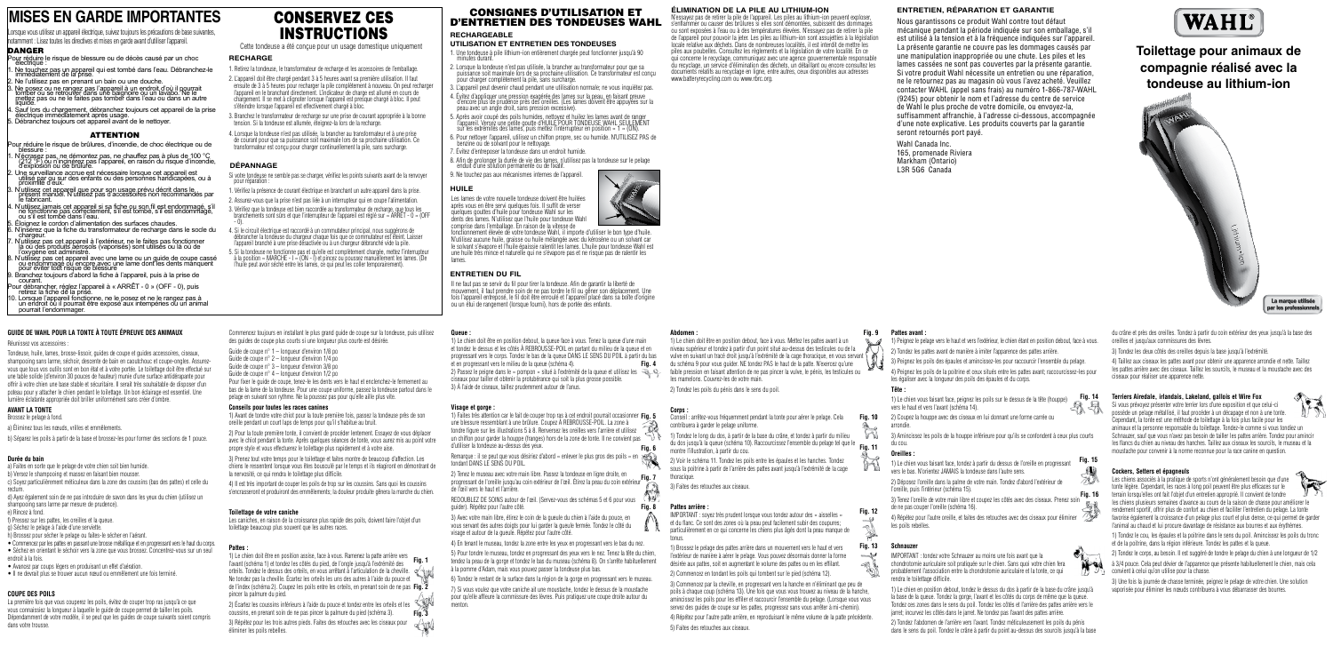# MISES EN GARDE IMPORTANTES

Lorsque vous utilisez un appareil électrique, suivez toujours les précautions de base suivantes, notamment : Lisez toutes les directives et mises en garde avant d'utiliser l'appareil.

## DANGER

Pour réduire le risque de blessure ou de décès causé par un choc électrique :

1. Ne touchez pas un appareil qui est tombé dans l'eau. Débranchez-le immédiatement de la prise.
2. Ne l'utilisez pas en prenant un bain ou une douche.
3. Ne posez ou ne rangez pas l'appareil à un endroit d'où il pourrait tomber ou se retrouver dans une baignoire ou un lavabo. Ne le mettez pas ou ne le faites pas tomber dans l'eau ou dans un autre liquide.
4. Sauf lors du chargement, débranchez toujours cet appareil de la prise électrique immédiatement après usage.
5. Débranchez toujours cet appareil avant de le nettoyer.

## ATTENTION

Pour réduire le risque de brûlures, d'incendie, de choc électrique ou de blessure :

1. N'écrasez pas, ne démontez pas, ne chauffez pas à plus de 100 °C (212 °F) ou n'incinérez pas l'appareil, en raison du risque d'incendie, d'explosion ou de brûlure.
2. Une surveillance accrue est nécessaire lorsque cet appareil est utilisé par ou sur des enfants ou des personnes handicapées, ou à proximité d'eux.
3. N'utilisez cet appareil que pour son usage prévu décrit dans le présent manuel. N'utilisez pas d'accessoires non recommandés par le fabricant.
4. N'utilisez jamais cet appareil si sa fiche ou son fil est endommagé, s'il ne fonctionne pas correctement, s'il est tombé, s'il est endommagé, ou s'il est tombé dans l'eau.
5. Éloignez le cordon d'alimentation des surfaces chaudes.
6. N'insérez que la fiche du transformateur de recharge dans le socle du chargeur.
7. N'utilisez pas cet appareil à l'extérieur, ne le faites pas fonctionner là où des produits aérosols (vaporisés) sont utilisés ou là où de l'oxygène est administré.
8. N'utilisez pas cet appareil avec une lame ou un guide de coupe cassé ou endommagé ou encore avec une lame dont les dents manquent pour éviter toute risque de blessure
9. Branchez toujours d'abord la fiche à l'appareil, puis à la prise de courant.

Pour débrancher, réglez l'appareil à « ARRÊT - 0 » (OFF - 0), puis retirez la fiche de la prise.

10. Lorsque l'appareil fonctionne, ne le posez et ne le rangez pas à un endroit où il pourrait être exposé aux intempéries ou un animal pourrait l'endommager.

# CONSERVEZ CES INSTRUCTIONS

Cette tondeuse a été conçue pour un usage domestique uniquement

## RECHARGE

1. Retirez la tondeuse, le transformateur de recharge et les accessoires de l'emballage.
2. L'appareil doit être chargé pendant 3 à 5 heures avant sa première utilisation. Il faut ensuite de 3 à 5 heures pour recharger la pile complètement à nouveau. On peut recharger l'appareil en le branchant directement. L'indicateur de charge est allumé en cours de chargement. Il se met à clignoter lorsque l'appareil est presque chargé à bloc. Il peut s'éteindre lorsque l'appareil est effectivement chargé à bloc.
3. Branchez le transformateur de recharge sur une prise de courant appropriée à la bonne tension. Si la tondeuse est allumée, éteignez-la lors de la recharge.
4. Lorsque la tondeuse n'est pas utilisée, la brancher au transformateur et à une prise de courant pour que sa puissance soit maximale lors de sa prochaine utilisation. Ce transformateur est conçu pour charger continuellement la pile, sans surcharge.

## DÉPANNAGE

Si votre tondeuse ne semble pas se charger, vérifiez les points suivants avant de la renvoyer pour réparation :

1. Vérifiez la présence de courant électrique en branchant un autre appareil dans la prise.
2. Assurez-vous que la prise n'est pas liée à un interrupteur qui en coupe l'alimentation.
3. Vérifiez que la tondeuse est bien raccordée au transformateur de recharge, que tous les branchements sont sûrs et que l'interrupteur de l'appareil est réglé sur « ARRÊT - 0 » (OFF - 0).
4. Si le circuit électrique est raccordé à un commutateur principal, nous suggérons de débrancher la tondeuse du chargeur chaque fois que ce commutateur est éteint. Laisser l'appareil branché à une prise désactivée ou à un chargeur débranché vide la pile.
5. Si la tondeuse ne fonctionne pas et qu'elle est complètement chargée, mettez l'interrupteur à la position « MARCHE - I » (ON - I) et pincez ou poussez manuellement les lames. (De l'huile peut avoir séché entre les lames, ce qui peut les coller temporairement).

# CONSIGNES D'UTILISATION ET D'ENTRETIEN DES TONDEUSES WAHL RECHARGEABLE

## UTILISATION ET ENTRETIEN DES TONDEUSES

1. Une tondeuse à pile lithium-ion entièrement chargée peut fonctionner jusqu'à 90 minutes durant.
2. Lorsque la tondeuse n'est pas utilisée, la brancher au transformateur pour que sa puissance soit maximale lors de sa prochaine utilisation. Ce transformateur est conçu pour charger complètement la pile, sans surcharge.
3. L'appareil peut devenir chaud pendant une utilisation normale; ne vous inquiétez pas.
4. Évitez d'appliquer une pression exagérée des lames sur la peau, en faisant preuve d'encore plus de prudence près des oreilles. (Les lames doivent être appuyées sur la peau avec un angle droit, sans pression excessive).
5. Après avoir coupé des poils humides, nettoyez et huilez les lames avant de ranger l'appareil. Versez une petite goutte d'HUILE POUR TONDEUSE WAHL SEULEMENT sur les extrémités des lames, puis mettez l'interrupteur en position « I » (ON).
6. Pour nettoyer l'appareil, utilisez un chiffon propre, sec ou humide. NUTILISEZ PAS de benzine ou de solvant pour le nettoyage.
7. Évitez d'entreposer la tondeuse dans un endroit humide.
8. Afin de prolonger la durée de vie des lames, n'utilisez pas la tondeuse sur le pelage enduit d'une solution permanente ou de toilettage.
9. Ne touchez pas aux mécanismes internes de l'appareil.

## HUILE

Les lames de votre nouvelle tondeuse doivent être huilées après vous en être servi quelques fois. Il suffit de verser quelques gouttes d'huile pour tondeuse Wahl sur les dents des lames. N'utilisez que l'huile pour tondeuse Wahl comprise dans l'emballage. En raison de la vitesse de fonctionnement élevée de votre tondeuse Wahl, il importe d'utiliser le bon type d'huile. N'utilisez aucune huile, graisse ou huile mélangée avec du kérosène ou un solvant car le solvant s'évapore et l'huile épaissie ralentit les lames. L'huile pour tondeuse Wahl est une huile très mince et naturelle qui ne s'évapore pas et ne risque pas de ralentir les lames.

## ENTRETIEN DU FIL

Il ne faut pas se servir du fil pour tirer la tondeuse. Afin de garantir la liberté de mouvement, il faut prendre soin de ne pas tordre le fil ou gêner son déplacement. Une fois l'appareil entreposé, le fil doit être enroulé et l'appareil placé dans sa boîte d'origine ou un étui de rangement (lorsque fourni), hors de portée des enfants.

# ÉLIMINATION DE LA PILE AU LITHIUM-ION

N'essayez pas de retirer la pile de l'appareil. Les piles au lithium-ion peuvent exploser, s'enflammer ou causer des brûlures si elles sont démontées, subissent des dommages ou sont exposées à l'eau ou à des températures élevées. N'essayez pas de retirer la pile de l'appareil pour pouvoir la jeter. Les piles au lithium-ion sont assujetties à la législation locale relative aux déchets. Dans de nombreuses localités, il est interdit de mettre les piles aux poubelles. Consultez les règlements et la législation de votre localité. En ce qui concerne le recyclage, communiquez avec une agence gouvernementale responsable du recyclage, un service d'élimination des déchets, un détaillant ou encore consultez les documents relatifs au recyclage en ligne, entre autres, ceux disponibles aux adresses www.batteryrecycling.com ou www.rbrc.org.

# ENTRETIEN, RÉPARATION ET GARANTIE

Nous garantissons ce produit Wahl contre tout défaut mécanique pendant la période indiquée sur son emballage, s'il est utilisé à la tension et à la fréquence indiquées sur l'appareil. La présente garantie ne couvre pas les dommages causés par une manipulation inappropriée ou une chute. Les piles et les lames cassées ne sont pas couvertes par la présente garantie. Si votre produit Wahl nécessite un entretien ou une réparation, ne le retournez pas au magasin où vous l'avez acheté. Veuillez contacter WAHL (appel sans frais) au numéro 1-866-787-WAHL (9245) pour obtenir le nom et l'adresse du centre de service de Wahl le plus proche de votre domicile, ou envoyez-la, suffisamment affranchie, à l'adresse ci-dessous, accompagnée d'une note explicative. Les produits couverts par la garantie seront retournés port payé.

Wahl Canada Inc.
165, promenade Riviera
Markham (Ontario)
L3R 5G6 Canada

WAHL

**Toilettage pour animaux de compagnie réalisé avec la tondeuse au lithium-ion**

La marque utilisée par les professionnels

## GUIDE DE WAHL POUR LA TONTE À TOUTE ÉPREUVE DES ANIMAUX

Réunissez vos accessoires :

Tondeuse, huile, lames, brosse-lissoir, peigne, shampooing, guides de coupe et guide accessoires, ciseaux, shampooing sans larme, séchoir, descente de bain en caoutchouc et coupe-ongles. Assurez-vous que tous vos outils sont en bon état et à votre portée. Le toilettage doit être effectué sur une table solide (d'environ 30 pouces de hauteur) munie d'une surface antidérapante pour offrir à votre chien une base stable et sécuritaire. Il serait très souhaitable de disposer d'un poteau pour y attacher le chien pendant le toilettage. Un bon éclairage est essentiel. Une lumière éclatante appropriée doit briller uniformément sans créer d'ombre.

### AVANT LA TONTE

Brossez le pelage à fond.

a) Éliminez tous les nœuds, villes et emmêlements.

b) Séparez les poils à partir de la base et brossez-les pour former des sections de 1 pouce.

### Durée du bain

a) Faites en sorte que le pelage de votre chien soit bien humide.

b) Versez le shampooing et massez en faisant bien mousser.

c) Soyez particulièrement méticuleux dans la zone des coussins (bas des pattes) et celle du rectum.

d) Ayez également soin de ne pas introduire de savon dans les yeux du chien (utilisez un shampooing sans larme par mesure de prudence).

e) Rincez à fond.

f) Pressez sur les pattes, les oreilles et la queue.

g) Séchez le pelage à l'aide d'une serviette.

h) Brossez pour sécher le pelage ou faites-le sécher en l'aérant.

- Commencez par les pattes en passant une brosse métallique et en progressant vers le haut du corps.
- Séchez en orientant le séchoir vers la zone que vous brossez. Concentrez-vous sur un seul endroit à la fois.
- Avancez par coups légers en produisant un effet d'aération.
- Il ne devrait plus se trouver aucun nœud ou emmêlement une fois terminé.

### COUPE DES POILS

La première fois que vous coupez les poils, évitez de couper trop ras jusqu'à ce que vous connaissiez la longueur à laquelle le guide de coupe permet de tailler les poils. Dépendamment de votre modèle, il se peut que les guides de coupe suivants soient compris dans votre trousse.

Commencez toujours en installant le plus grand guide de coupe sur la tondeuse, puis utilisez des guides de coupe plus courts si une longueur plus courte est désirée.

Guide de coupe n° 1 – longueur d'environ 1/8 po
Guide de coupe n° 2 – longueur d'environ 1/4 po
Guide de coupe n° 3 – longueur d'environ 3/8 po
Guide de coupe n° 4 – longueur d'environ 1/2 po

Pour fixer le guide de coupe, tenez-le les dents vers le haut et enclenchez-le fermement au bas de la lame de la tondeuse. Pour une coupe uniforme, passez la tondeuse partout dans le pelage en suivant son rythme. Ne la poussez pas pour qu'elle aille plus vite.

### Conseils pour toutes les races canines

1) Avant de tondre votre chiot pour la toute première fois, passez la tondeuse près de son oreille pendant un court laps de temps pour qu'il s'habitue au bruit.

2) Pour la toute première tonte, il convient de procéder lentement. Essayez de vous déplacer avec le chiot pendant la tonte. Après quelques séances de tonte, vous aurez mis au point votre propre style et vous effectuerez le toilettage plus rapidement et à votre aise.

3) Prenez tout votre temps pour le toilettage et faites montre de beaucoup d'affection. Les chiens le ressentent lorsque vous êtes bousculé par le temps et ils réagiront en démontrant de la nervosité, ce qui rendra le toilettage plus difficile.

4) Il est très important de couper les poils de trop sur les coussins. Sans quoi les coussins s'encrasseront et produiront des emmêlements; la douleur produite gênera la marche du chien.

### Toilettage de votre caniche

Les caniches, en raison de la croissance plus rapide des poils, doivent faire l'objet d'un toilettage beaucoup plus souvent que les autres races.

### Pattes :

1) Le chien doit être en position assise, face à vous. Ramenez la patte arrière vers l'avant (schéma 1) et tondez les côtés du pied, de l'ongle jusqu'à l'extrémité des orteils. Tondez le dessus des orteils, en vous arrêtant à l'articulation de la cheville. Ne tondez pas la cheville. Écartez les orteils les uns des autres à l'aide du pouce et de l'index (schéma 2). Coupez les poils entre les orteils, en prenant soin de ne pas pincer la palmure du pied.

Fig. 1

Fig. 2

2) Écartez les coussins inférieurs à l'aide du pouce et tondez entre les orteils et les coussins, en prenant soin de ne pas pincer la palmure du pied (schéma 3).

Fig. 3

3) Répétez pour les trois autres pieds. Faites des retouches avec les ciseaux pour éliminer les poils rebelles.

### Queue :

1) Le chien doit être en position debout, la queue face à vous. Tenez la queue d'une main et tondez le dessus et les côtés À REBROUSSE-POIL en partant du milieu de la queue et en progressant vers le corps. Tondez le bas de la queue DANS LE SENS DU POIL à partir du bas et en progressant vers le milieu de la queue (schéma 4).

Fig. 4

2) Passez le peigne dans le « pompon » situé à l'extrémité de la queue et utilisez les ciseaux pour tailler et obtenir la protubérance qui soit la plus grosse possible.

3) À l'aide de ciseaux, taillez prudemment autour de l'anus.

### Visage et gorge :

1) Faites très attention car le fait de couper trop ras à cet endroit pourrait occasionner une blessure ressemblant à une brûlure. Coupez À REBROUSSE-POIL. La zone à tondre figure sur les illustrations 5 à 8. Renversez les oreilles vers l'arrière et utilisez un chiffon pour garder le toupage (franges) hors de la zone de tonte. Il ne convient pas d'utiliser la tondeuse au-dessus des yeux.

Fig. 5

Fig. 6

Remarque : il se peut que vous désiriez d'abord « enlever » le plus gros des poils « en tondant DANS LE SENS DU POIL.

2) Tenez le museau avec votre main libre. Passez la tondeuse en ligne droite, en progressant de l'oreille jusqu'au coin extérieur de l'œil. Élevez la peau du coin extérieur de l'œil vers le haut et l'arrière.

Fig. 7

REDOUBLEZ DE SOINS autour de l'œil. (Servez-vous des schémas 5 et 6 pour vous guider). Répétez pour l'autre côté.

Fig. 8

3) Avec votre main libre, étirez le coin de la gueule du chien à l'aide du pouce, en vous servant des autres doigts pour lui garder la gueule fermée. Tondez le côté du visage et autour de la gueule. Répétez pour l'autre côté.

4) En tenant le museau, tondez la zone entre les yeux en progressant vers le bas du nez.

5) Pour tondre le museau, tondez en progressant des yeux vers le nez. Tenez la tête du chien, tendez la peau de la gorge et tondez le bas du museau (schéma 8). On s'arrête habituellement à la pomme d'Adam, mais vous pouvez passer la tondeuse plus bas.

6) Tondez le restant de la surface dans la région de la gorge en progressant vers le museau.

7) Si vous voulez que votre caniche ait une moustache, tondez le dessous de la moustache pour qu'elle affleure la commissure des lèvres. Puis pratiquez une coupe droite autour du menton.

### Abdomen :

1) Le chien doit être en position debout, face à vous. Mettez les pattes avant à un niveau supérieur et tondez à partir d'un point situé au-dessus des testicules ou de la vulve en suivant un tracé droit jusqu'à l'extrémité de la cage thoracique, en vous servant du schéma 9 pour vous guider. NE tondez PAS le haut de la patte. N'exercez qu'une faible pression en faisant attention de ne pas pincer la vulve, le pénis, les testicules ou les mamelons. Couvrez-les de votre main.

Fig. 9

2) Tondez les poils du pénis dans le sens du poil.

### Corps :

Conseil : arrêtez-vous fréquemment pendant la tonte pour aérer le pelage. Cela contribuera à garder le pelage uniforme.

Fig. 10

1) Tondez le long du dos, à partir de la base du crâne, et tondez à partir du milieu du dos jusqu'à la queue (schéma 10). Raccourcissez l'ensemble du pelage tel que le montre l'illustration, à partir du cou.

Fig. 11

2) Voir le schéma 11. Tondez les poils entre les épaules et les hanches. Tondez sous la poitrine à partir de l'arrière des pattes avant jusqu'à l'extrémité de la cage thoracique.

3) Faites des retouches aux ciseaux.

Fig. 12

### Pattes arrière :

IMPORTANT : soyez très prudent lorsque vous tondez autour des « aisselles » et du flanc. Ce sont des zones où la peau peut facilement subir des coupures; particulièrement en ce qui concerne les chiens plus âgés dont la peau manque de tonus.

Fig. 13

1) Brossez le pelage des pattes arrière dans un mouvement vers le haut et vers l'extérieur de manière à aérer le pelage. Vous pouvez désormais donner la forme désirée aux pattes, soit en augmentant le volume des pattes ou en les effilant.

2) Commencez en tondant les poils qui tombent sur le pied (schéma 12).

3) Commencez par la cheville, en progressant vers la hanche en n'éliminant que peu de poils à chaque coup (schéma 13). Une fois que vous vous trouvez au niveau de la hanche, amincissez les poils pour les effiler et raccourcir l'ensemble du pelage. (Lorsque vous vous servez des guides de coupe sur les pattes, progressez sans vous arrêter à mi-chemin).

4) Répétez pour l'autre patte arrière, en reproduisant le même volume de la patte précédente.

5) Faites des retouches aux ciseaux.

### Pattes avant :

1) Peignez le pelage vers le haut et vers l'extérieur, le chien étant en position debout, face à vous.

2) Tondez les pattes avant de manière à imiter l'apparence des pattes arrière.

3) Peignez les poils des épaules et amincissez-les pour raccourcir l'ensemble du pelage.

4) Peignez les poils de la poitrine et ceux situés entre les pattes avant, raccourcissez-les pour les égaliser avec la longueur des poils des épaules et du corps.

### Tête :

1) Le chien vous faisant face, peignez les poils sur le dessus de la tête (houppe) vers le haut et vers l'avant (schéma 14).

Fig. 14

2) Coupez la houppe avec des ciseaux en lui donnant une forme carrée ou arrondie.

3) Amincissez les poils de la houppe inférieure pour qu'ils se confondent à ceux plus courts du cou.

### Oreilles :

1) Le chien vous faisant face, tondez à partir du dessus de l'oreille en progressant vers le bas. N'orientez JAMAIS la tondeuse dans l'autre sens.

Fig. 15

2) Déposez l'oreille dans la paume de votre main. Tondez d'abord l'extérieur de l'oreille, puis l'intérieur (schéma 15).

Fig. 16

3) Tenez l'oreille de votre main libre et coupez les côtés avec des ciseaux. Prenez soin de ne pas couper l'oreille (schéma 16).

4) Répétez pour l'autre oreille, et faites des retouches avec des ciseaux pour éliminer les poils rebelles.

### Schnauzer

IMPORTANT : tondez votre Schnauzer au moins une fois avant que la chondrotomie auriculaire soit pratiquée sur le chien. Sans quoi votre chien fera probablement l'association entre la chondrotomie auriculaire et la tonte, ce qui rendra le toilettage difficile.

1) Le chien en position debout, tondez le dessus du dos à partir de la base du crâne jusqu'à la base de la queue. Tondez la gorge, l'avant et les côtés du corps de même que la queue. Tondez ces zones dans le sens du poil. Tondez les côtés et l'arrière des pattes arrière vers le jarret; incurvez les côtés dans le jarret. Ne tondez pas l'avant des pattes arrière.

2) Tondez l'abdomen de l'arrière vers l'avant. Tondez méticuleusement les poils du pénis dans le sens du poil. Tondez le crâne à partir du point au-dessus des sourcils jusqu'à la base du crâne et des oreilles. Tondez à partir du coin extérieur des yeux jusqu'à la base des oreilles et jusqu'aux commissures des oreilles.

3) Tondez les deux côtés des oreilles depuis la base jusqu'à l'extrémité.

4) Taillez aux ciseaux les pattes avant pour obtenir une apparence arrondie et nette. Taillez les pattes arrière avec des ciseaux. Taillez les sourcils, le museau et la moustache avec des ciseaux pour réaliser une apparence nette.

### Terriers Airedale, irlandais, Lakeland, gallois et Wire Fox

Si vous prévoyez présenter votre terrier lors d'une exposition et que celui-ci possède un pelage métallisé, il faut procéder à un décapage et non à une tonte. Cependant, la tonte est une méthode de toilettage à la fois plus facile pour les animaux et la personne responsable du toilettage. Tondez-le comme si vous tondiez un Schnauzer, sauf que vous n'avez pas besoin de tailler les pattes arrière. Tondez pour aminci les flancs du chien au niveau des hanches. Taillez aux ciseaux les sourcils, le museau et la moustache pour conférer à la norme reconnue pour la race canine en question.

### Cockers, Setters et épagneuls

Les chiens associés à la pratique de sports n'ont généralement besoin que d'une tonte légère. Cependant, les races à long poil peuvent être plus efficaces sur le terrain lorsqu'elles ont fait l'objet d'un entretien approprié. Il convient de tondre les chiens plusieurs semaines d'avance au cours de la saison de chasse pour améliorer le rendement sportif, offrir plus de confort au chien et faciliter l'entretien du pelage. La tonte favorise également la croissance d'un pelage plus court et plus dense, ce qui permet de garder l'animal au chaud et lui procure davantage de résistance aux bourres et aux épillets.

1) Tondez le cou, les épaules et la poitrine dans le sens du poil. Amincissez les poils du tronc et de la poitrine, dans la région inférieure. Tondez les pattes et la queue.

2) Tondez le corps, au besoin. Il est suggéré de tondre le pelage du chien à une longueur de 1/2 à 3/4 pouce. Cela peut élever de l'apparence que présente habituellement le chien, mais cela convient à celui qu'on utilise pour la chasse.

3) Une fois la journée de chasse terminée, peignez le pelage de votre chien. Une solution vaporisée pour éliminer les nœuds contribuera à vous débarrasser des bourres.